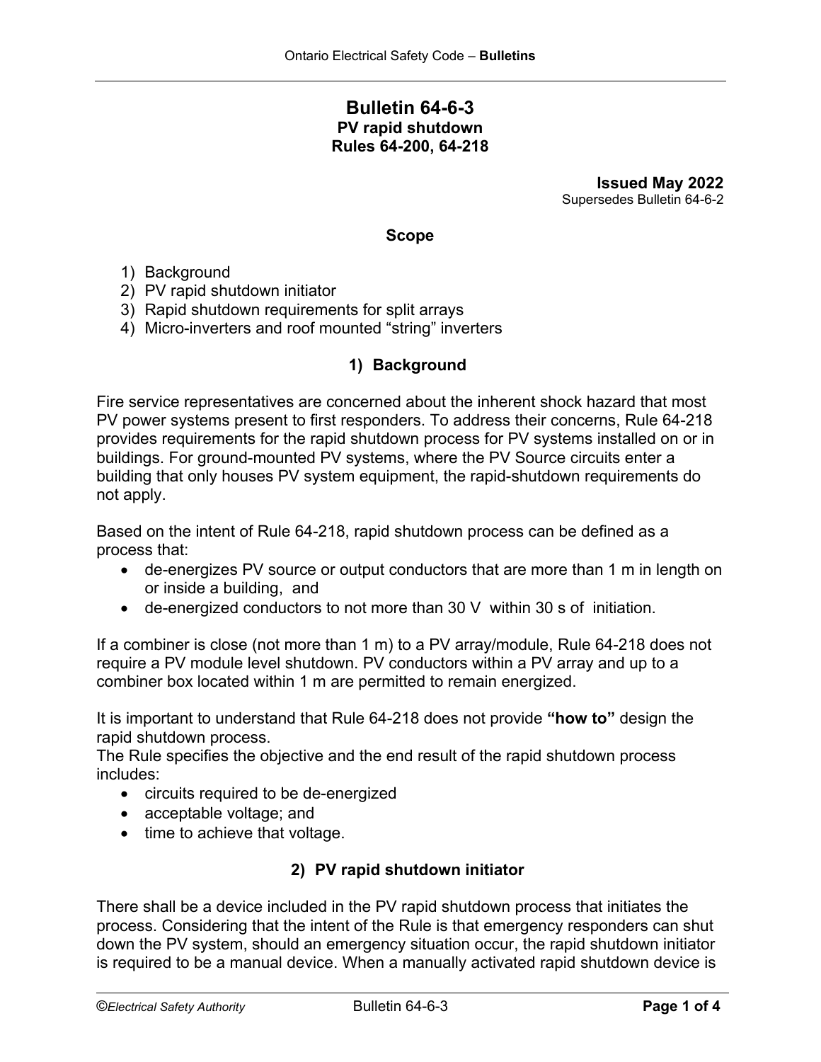# Bulletin 64-6-3

**PV rapid shutdown**
**Rules 64-200, 64-218**

**Issued May 2022**
Supersedes Bulletin 64-6-2

## Scope

1) Background
2) PV rapid shutdown initiator
3) Rapid shutdown requirements for split arrays
4) Micro-inverters and roof mounted "string" inverters

## 1) Background

Fire service representatives are concerned about the inherent shock hazard that most PV power systems present to first responders. To address their concerns, Rule 64-218 provides requirements for the rapid shutdown process for PV systems installed on or in buildings. For ground-mounted PV systems, where the PV Source circuits enter a building that only houses PV system equipment, the rapid-shutdown requirements do not apply.

Based on the intent of Rule 64-218, rapid shutdown process can be defined as a process that:

- de-energizes PV source or output conductors that are more than 1 m in length on or inside a building, and
- de-energized conductors to not more than 30 V within 30 s of initiation.

If a combiner is close (not more than 1 m) to a PV array/module, Rule 64-218 does not require a PV module level shutdown. PV conductors within a PV array and up to a combiner box located within 1 m are permitted to remain energized.

It is important to understand that Rule 64-218 does not provide **"how to"** design the rapid shutdown process.
The Rule specifies the objective and the end result of the rapid shutdown process includes:

- circuits required to be de-energized
- acceptable voltage; and
- time to achieve that voltage.

## 2) PV rapid shutdown initiator

There shall be a device included in the PV rapid shutdown process that initiates the process. Considering that the intent of the Rule is that emergency responders can shut down the PV system, should an emergency situation occur, the rapid shutdown initiator is required to be a manual device. When a manually activated rapid shutdown device is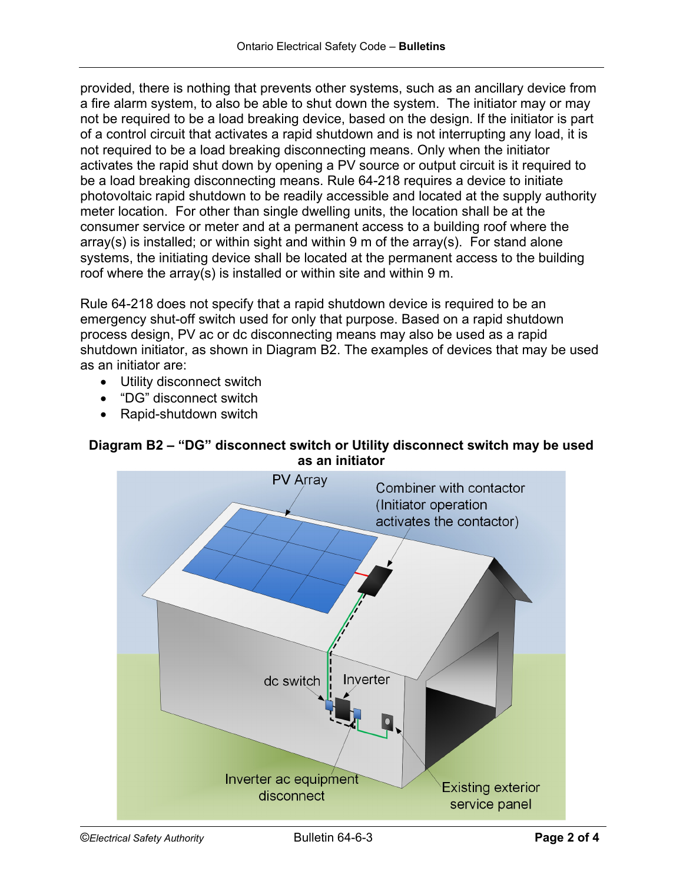provided, there is nothing that prevents other systems, such as an ancillary device from a fire alarm system, to also be able to shut down the system. The initiator may or may not be required to be a load breaking device, based on the design. If the initiator is part of a control circuit that activates a rapid shutdown and is not interrupting any load, it is not required to be a load breaking disconnecting means. Only when the initiator activates the rapid shut down by opening a PV source or output circuit is it required to be a load breaking disconnecting means. Rule 64-218 requires a device to initiate photovoltaic rapid shutdown to be readily accessible and located at the supply authority meter location. For other than single dwelling units, the location shall be at the consumer service or meter and at a permanent access to a building roof where the array(s) is installed; or within sight and within 9 m of the array(s). For stand alone systems, the initiating device shall be located at the permanent access to the building roof where the array(s) is installed or within site and within 9 m.

Rule 64-218 does not specify that a rapid shutdown device is required to be an emergency shut-off switch used for only that purpose. Based on a rapid shutdown process design, PV ac or dc disconnecting means may also be used as a rapid shutdown initiator, as shown in Diagram B2. The examples of devices that may be used as an initiator are:

- Utility disconnect switch
- "DG" disconnect switch
- Rapid-shutdown switch

**Diagram B2 – "DG" disconnect switch or Utility disconnect switch may be used as an initiator**

PV Array

Combiner with contactor (Initiator operation activates the contactor)

dc switch

Inverter

Inverter ac equipment disconnect

Existing exterior service panel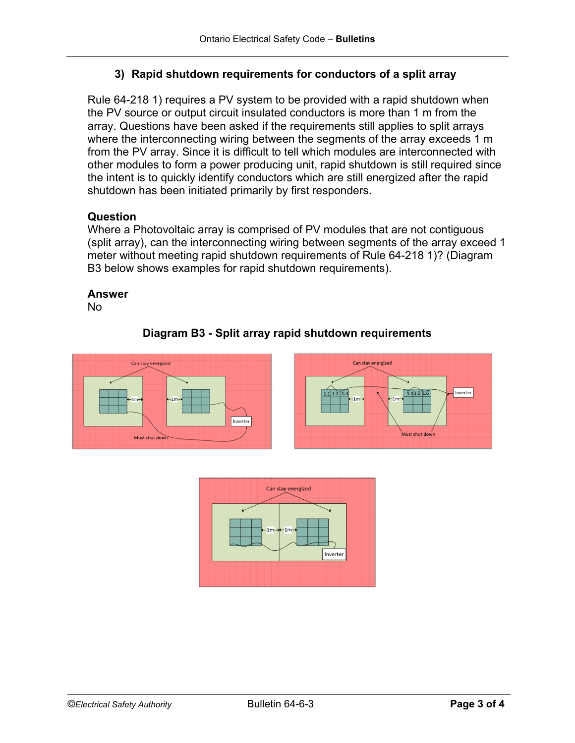### 3) Rapid shutdown requirements for conductors of a split array

Rule 64-218 1) requires a PV system to be provided with a rapid shutdown when the PV source or output circuit insulated conductors is more than 1 m from the array. Questions have been asked if the requirements still applies to split arrays where the interconnecting wiring between the segments of the array exceeds 1 m from the PV array. Since it is difficult to tell which modules are interconnected with other modules to form a power producing unit, rapid shutdown is still required since the intent is to quickly identify conductors which are still energized after the rapid shutdown has been initiated primarily by first responders.

**Question**

Where a Photovoltaic array is comprised of PV modules that are not contiguous (split array), can the interconnecting wiring between segments of the array exceed 1 meter without meeting rapid shutdown requirements of Rule 64-218 1)? (Diagram B3 below shows examples for rapid shutdown requirements).

**Answer**

No

**Diagram B3 - Split array rapid shutdown requirements**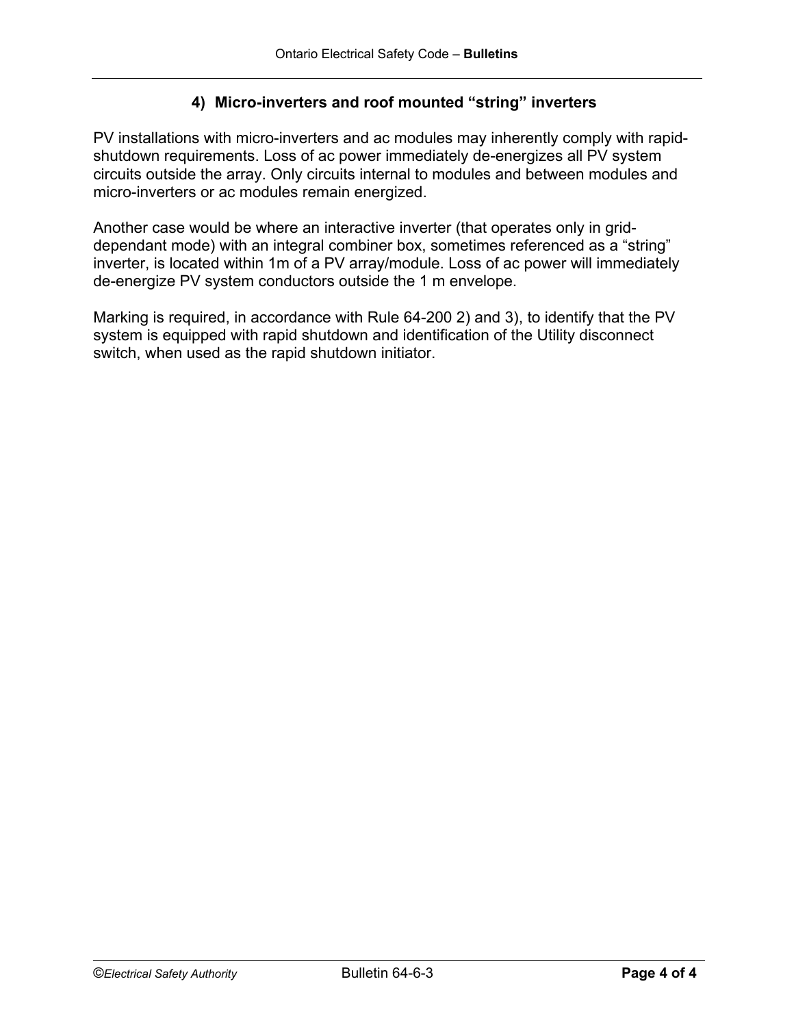### 4) Micro-inverters and roof mounted "string" inverters

PV installations with micro-inverters and ac modules may inherently comply with rapid-shutdown requirements. Loss of ac power immediately de-energizes all PV system circuits outside the array. Only circuits internal to modules and between modules and micro-inverters or ac modules remain energized.

Another case would be where an interactive inverter (that operates only in grid-dependant mode) with an integral combiner box, sometimes referenced as a "string" inverter, is located within 1m of a PV array/module. Loss of ac power will immediately de-energize PV system conductors outside the 1 m envelope.

Marking is required, in accordance with Rule 64-200 2) and 3), to identify that the PV system is equipped with rapid shutdown and identification of the Utility disconnect switch, when used as the rapid shutdown initiator.